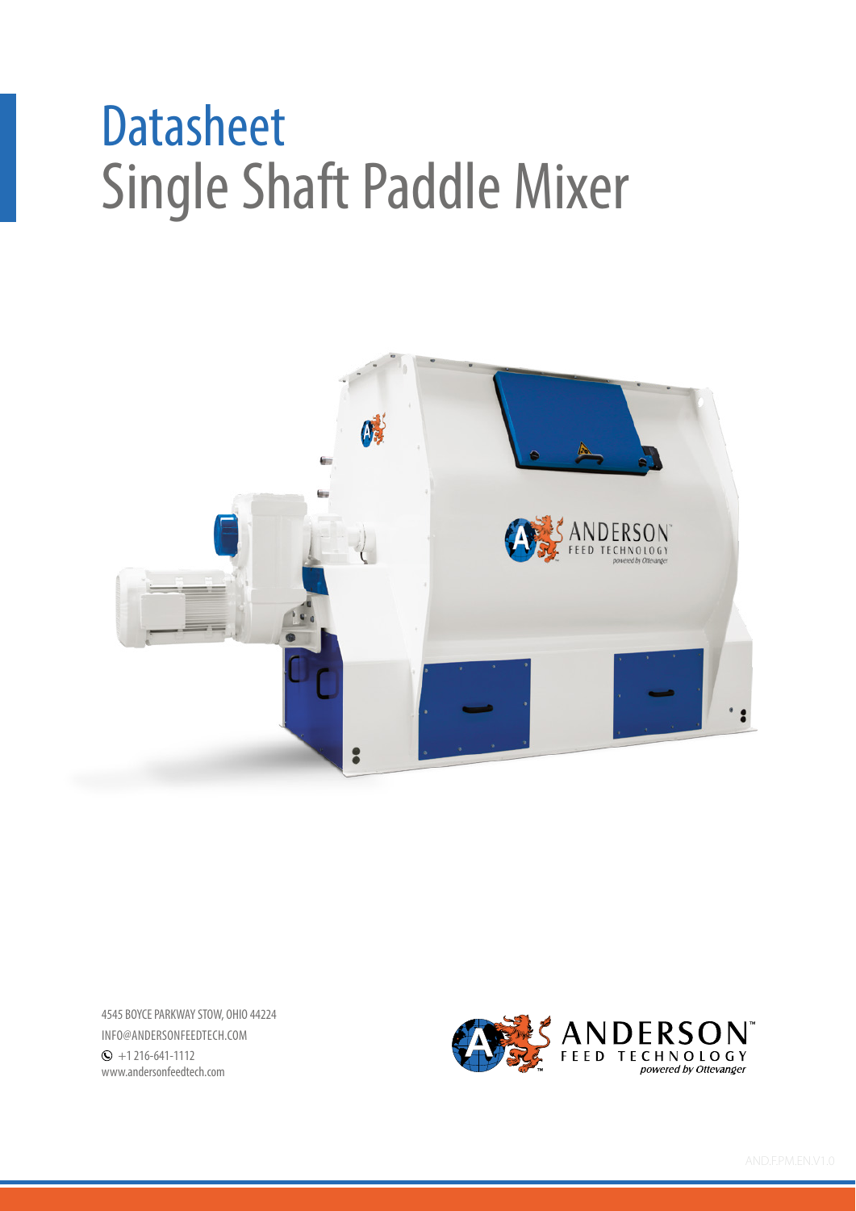# Datasheet
# Single Shaft Paddle Mixer

4545 BOYCE PARKWAY STOW, OHIO 44224
INFO@ANDERSONFEEDTECH.COM
+1 216-641-1112
www.andersonfeedtech.com

AND.F.PM.EN.V1.0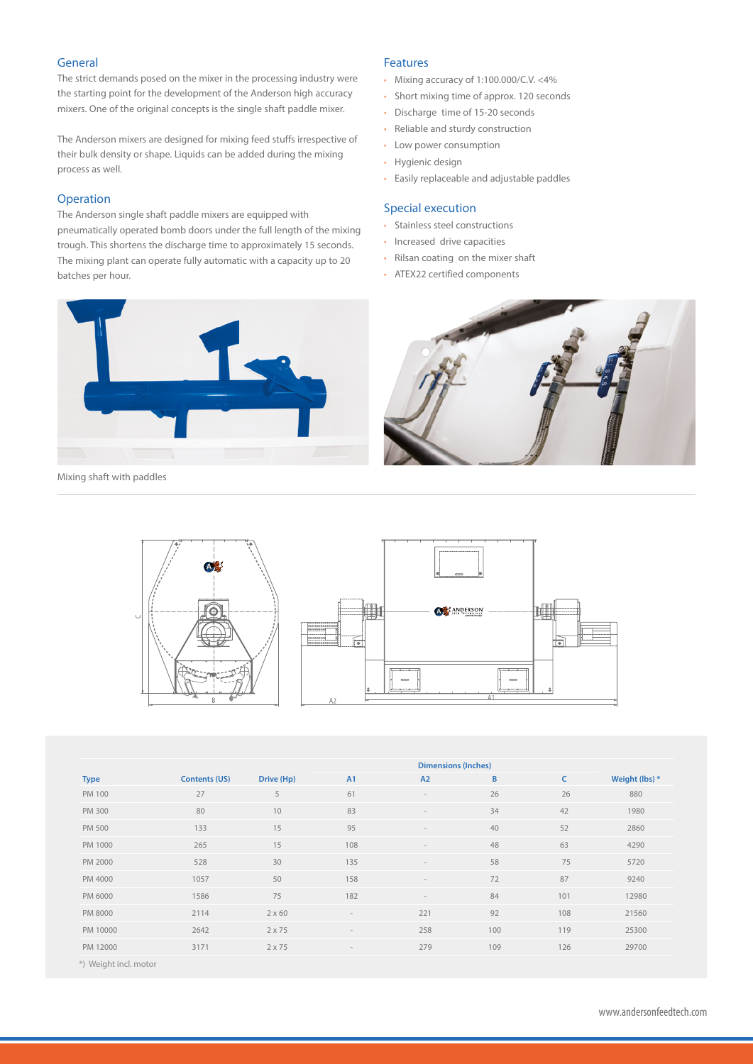## General

The strict demands posed on the mixer in the processing industry were the starting point for the development of the Anderson high accuracy mixers. One of the original concepts is the single shaft paddle mixer.

The Anderson mixers are designed for mixing feed stuffs irrespective of their bulk density or shape. Liquids can be added during the mixing process as well.

## Operation

The Anderson single shaft paddle mixers are equipped with pneumatically operated bomb doors under the full length of the mixing trough. This shortens the discharge time to approximately 15 seconds. The mixing plant can operate fully automatic with a capacity up to 20 batches per hour.

## Features

- Mixing accuracy of 1:100.000/C.V. <4%
- Short mixing time of approx. 120 seconds
- Discharge time of 15-20 seconds
- Reliable and sturdy construction
- Low power consumption
- Hygienic design
- Easily replaceable and adjustable paddles

## Special execution

- Stainless steel constructions
- Increased drive capacities
- Rilsan coating on the mixer shaft
- ATEX22 certified components

Mixing shaft with paddles

| Type | Contents (US) | Drive (Hp) | Dimensions (Inches) | | | | Weight (lbs) * |
|---|---|---|---|---|---|---|---|
| | | | A1 | A2 | B | C | |
| PM 100 | 27 | 5 | 61 | - | 26 | 26 | 880 |
| PM 300 | 80 | 10 | 83 | - | 34 | 42 | 1980 |
| PM 500 | 133 | 15 | 95 | - | 40 | 52 | 2860 |
| PM 1000 | 265 | 15 | 108 | - | 48 | 63 | 4290 |
| PM 2000 | 528 | 30 | 135 | - | 58 | 75 | 5720 |
| PM 4000 | 1057 | 50 | 158 | - | 72 | 87 | 9240 |
| PM 6000 | 1586 | 75 | 182 | - | 84 | 101 | 12980 |
| PM 8000 | 2114 | 2 x 60 | - | 221 | 92 | 108 | 21560 |
| PM 10000 | 2642 | 2 x 75 | - | 258 | 100 | 119 | 25300 |
| PM 12000 | 3171 | 2 x 75 | - | 279 | 109 | 126 | 29700 |

*) Weight incl. motor

www.andersonfeedtech.com